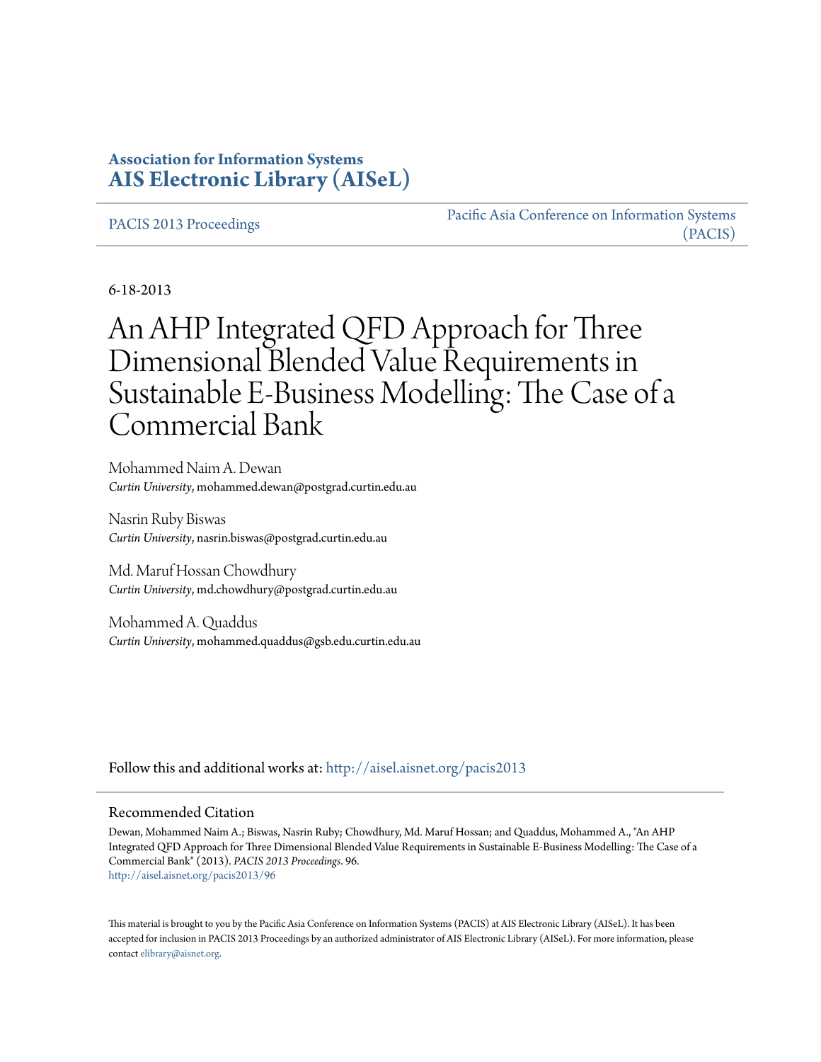**Association for Information Systems**
**AIS Electronic Library (AISeL)**

PACIS 2013 Proceedings

Pacific Asia Conference on Information Systems (PACIS)

6-18-2013

# An AHP Integrated QFD Approach for Three Dimensional Blended Value Requirements in Sustainable E-Business Modelling: The Case of a Commercial Bank

Mohammed Naim A. Dewan
*Curtin University*, mohammed.dewan@postgrad.curtin.edu.au

Nasrin Ruby Biswas
*Curtin University*, nasrin.biswas@postgrad.curtin.edu.au

Md. Maruf Hossan Chowdhury
*Curtin University*, md.chowdhury@postgrad.curtin.edu.au

Mohammed A. Quaddus
*Curtin University*, mohammed.quaddus@gsb.edu.curtin.edu.au

Follow this and additional works at: http://aisel.aisnet.org/pacis2013

## Recommended Citation

Dewan, Mohammed Naim A.; Biswas, Nasrin Ruby; Chowdhury, Md. Maruf Hossan; and Quaddus, Mohammed A., "An AHP Integrated QFD Approach for Three Dimensional Blended Value Requirements in Sustainable E-Business Modelling: The Case of a Commercial Bank" (2013). *PACIS 2013 Proceedings*. 96.
http://aisel.aisnet.org/pacis2013/96

This material is brought to you by the Pacific Asia Conference on Information Systems (PACIS) at AIS Electronic Library (AISeL). It has been accepted for inclusion in PACIS 2013 Proceedings by an authorized administrator of AIS Electronic Library (AISeL). For more information, please contact elibrary@aisnet.org.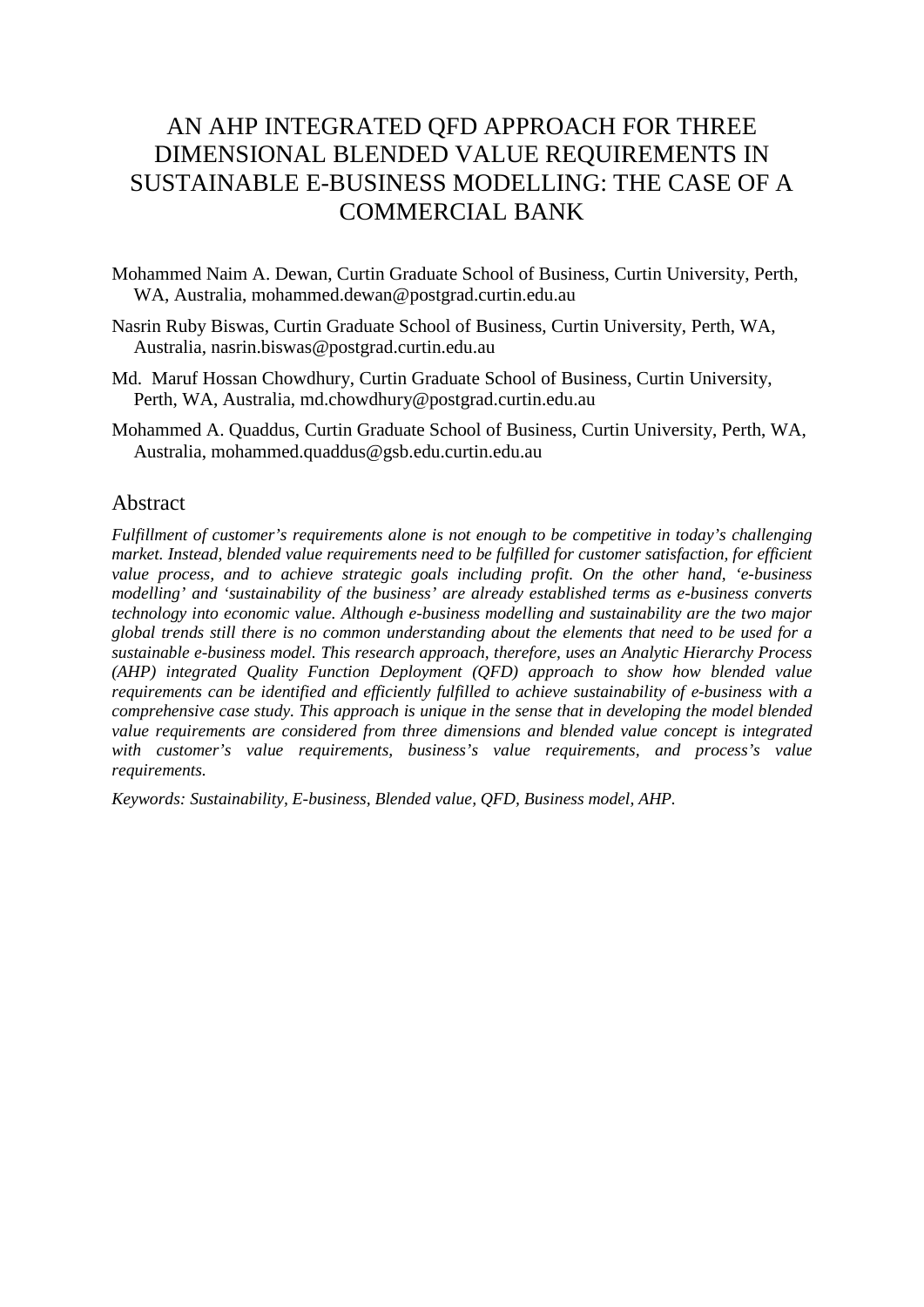# AN AHP INTEGRATED QFD APPROACH FOR THREE DIMENSIONAL BLENDED VALUE REQUIREMENTS IN SUSTAINABLE E-BUSINESS MODELLING: THE CASE OF A COMMERCIAL BANK

Mohammed Naim A. Dewan, Curtin Graduate School of Business, Curtin University, Perth, WA, Australia, mohammed.dewan@postgrad.curtin.edu.au

Nasrin Ruby Biswas, Curtin Graduate School of Business, Curtin University, Perth, WA, Australia, nasrin.biswas@postgrad.curtin.edu.au

Md. Maruf Hossan Chowdhury, Curtin Graduate School of Business, Curtin University, Perth, WA, Australia, md.chowdhury@postgrad.curtin.edu.au

Mohammed A. Quaddus, Curtin Graduate School of Business, Curtin University, Perth, WA, Australia, mohammed.quaddus@gsb.edu.curtin.edu.au

## Abstract

*Fulfillment of customer's requirements alone is not enough to be competitive in today's challenging market. Instead, blended value requirements need to be fulfilled for customer satisfaction, for efficient value process, and to achieve strategic goals including profit. On the other hand, 'e-business modelling' and 'sustainability of the business' are already established terms as e-business converts technology into economic value. Although e-business modelling and sustainability are the two major global trends still there is no common understanding about the elements that need to be used for a sustainable e-business model. This research approach, therefore, uses an Analytic Hierarchy Process (AHP) integrated Quality Function Deployment (QFD) approach to show how blended value requirements can be identified and efficiently fulfilled to achieve sustainability of e-business with a comprehensive case study. This approach is unique in the sense that in developing the model blended value requirements are considered from three dimensions and blended value concept is integrated with customer's value requirements, business's value requirements, and process's value requirements.*

*Keywords: Sustainability, E-business, Blended value, QFD, Business model, AHP.*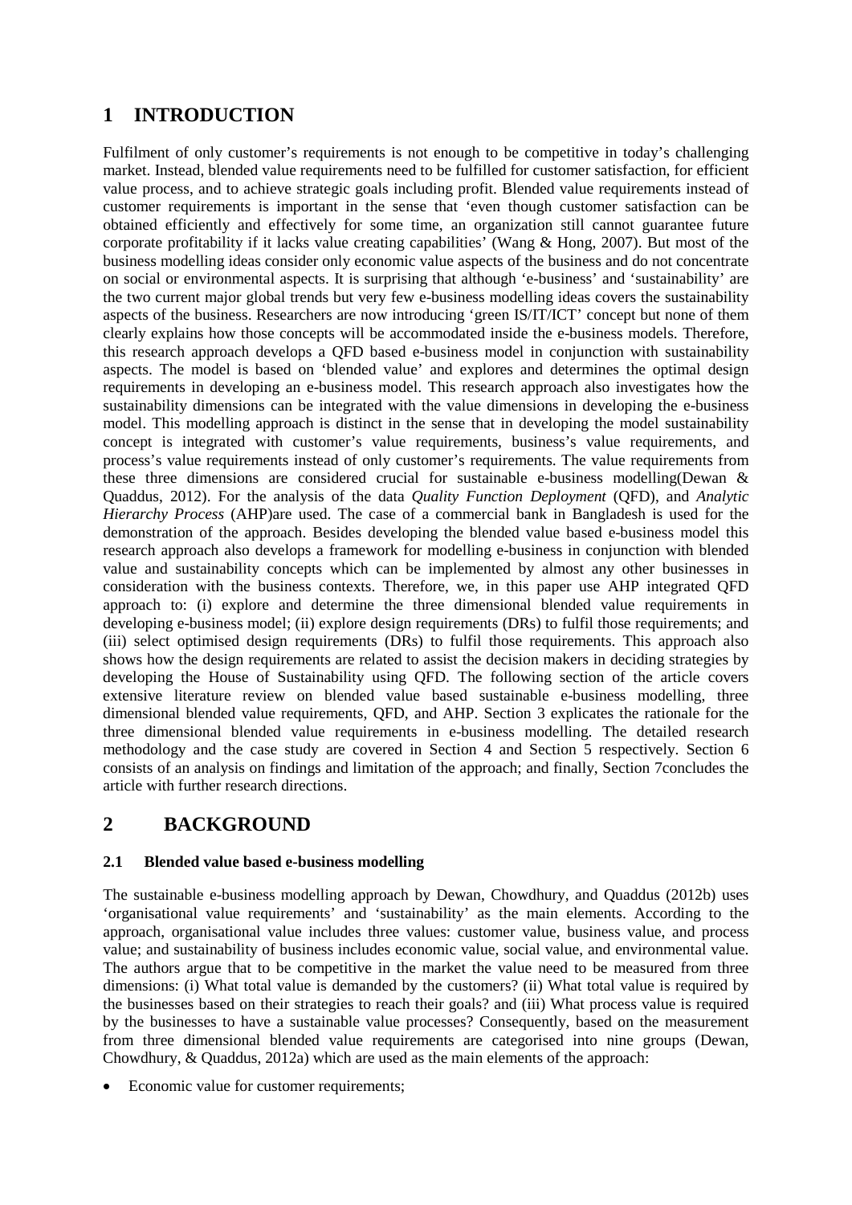# 1 INTRODUCTION

Fulfilment of only customer's requirements is not enough to be competitive in today's challenging market. Instead, blended value requirements need to be fulfilled for customer satisfaction, for efficient value process, and to achieve strategic goals including profit. Blended value requirements instead of customer requirements is important in the sense that 'even though customer satisfaction can be obtained efficiently and effectively for some time, an organization still cannot guarantee future corporate profitability if it lacks value creating capabilities' (Wang & Hong, 2007). But most of the business modelling ideas consider only economic value aspects of the business and do not concentrate on social or environmental aspects. It is surprising that although 'e-business' and 'sustainability' are the two current major global trends but very few e-business modelling ideas covers the sustainability aspects of the business. Researchers are now introducing 'green IS/IT/ICT' concept but none of them clearly explains how those concepts will be accommodated inside the e-business models. Therefore, this research approach develops a QFD based e-business model in conjunction with sustainability aspects. The model is based on 'blended value' and explores and determines the optimal design requirements in developing an e-business model. This research approach also investigates how the sustainability dimensions can be integrated with the value dimensions in developing the e-business model. This modelling approach is distinct in the sense that in developing the model sustainability concept is integrated with customer's value requirements, business's value requirements, and process's value requirements instead of only customer's requirements. The value requirements from these three dimensions are considered crucial for sustainable e-business modelling(Dewan & Quaddus, 2012). For the analysis of the data *Quality Function Deployment* (QFD), and *Analytic Hierarchy Process* (AHP)are used. The case of a commercial bank in Bangladesh is used for the demonstration of the approach. Besides developing the blended value based e-business model this research approach also develops a framework for modelling e-business in conjunction with blended value and sustainability concepts which can be implemented by almost any other businesses in consideration with the business contexts. Therefore, we, in this paper use AHP integrated QFD approach to: (i) explore and determine the three dimensional blended value requirements in developing e-business model; (ii) explore design requirements (DRs) to fulfil those requirements; and (iii) select optimised design requirements (DRs) to fulfil those requirements. This approach also shows how the design requirements are related to assist the decision makers in deciding strategies by developing the House of Sustainability using QFD. The following section of the article covers extensive literature review on blended value based sustainable e-business modelling, three dimensional blended value requirements, QFD, and AHP. Section 3 explicates the rationale for the three dimensional blended value requirements in e-business modelling. The detailed research methodology and the case study are covered in Section 4 and Section 5 respectively. Section 6 consists of an analysis on findings and limitation of the approach; and finally, Section 7concludes the article with further research directions.

# 2 BACKGROUND

### 2.1 Blended value based e-business modelling

The sustainable e-business modelling approach by Dewan, Chowdhury, and Quaddus (2012b) uses 'organisational value requirements' and 'sustainability' as the main elements. According to the approach, organisational value includes three values: customer value, business value, and process value; and sustainability of business includes economic value, social value, and environmental value. The authors argue that to be competitive in the market the value need to be measured from three dimensions: (i) What total value is demanded by the customers? (ii) What total value is required by the businesses based on their strategies to reach their goals? and (iii) What process value is required by the businesses to have a sustainable value processes? Consequently, based on the measurement from three dimensional blended value requirements are categorised into nine groups (Dewan, Chowdhury, & Quaddus, 2012a) which are used as the main elements of the approach:

- Economic value for customer requirements;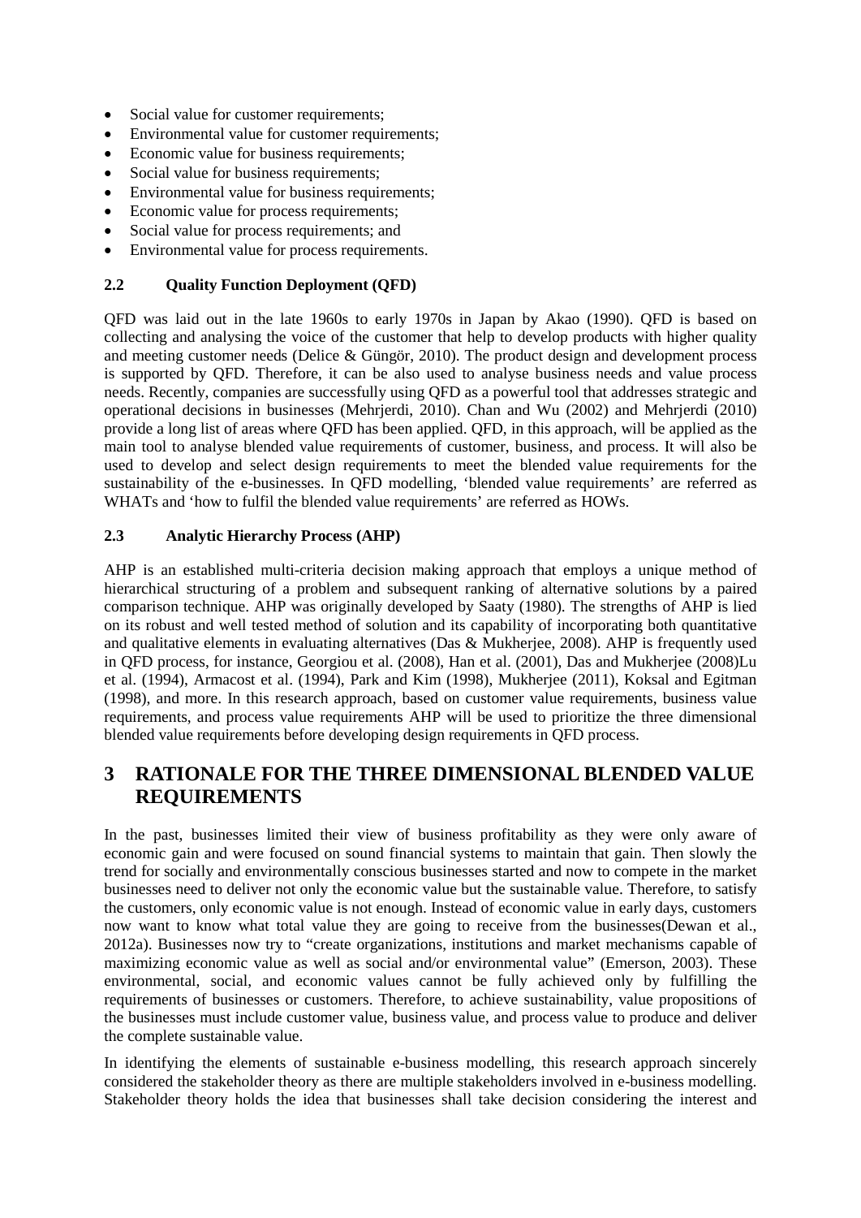- Social value for customer requirements;
- Environmental value for customer requirements;
- Economic value for business requirements;
- Social value for business requirements;
- Environmental value for business requirements;
- Economic value for process requirements;
- Social value for process requirements; and
- Environmental value for process requirements.

### 2.2 Quality Function Deployment (QFD)

QFD was laid out in the late 1960s to early 1970s in Japan by Akao (1990). QFD is based on collecting and analysing the voice of the customer that help to develop products with higher quality and meeting customer needs (Delice & Güngör, 2010). The product design and development process is supported by QFD. Therefore, it can be also used to analyse business needs and value process needs. Recently, companies are successfully using QFD as a powerful tool that addresses strategic and operational decisions in businesses (Mehrjerdi, 2010). Chan and Wu (2002) and Mehrjerdi (2010) provide a long list of areas where QFD has been applied. QFD, in this approach, will be applied as the main tool to analyse blended value requirements of customer, business, and process. It will also be used to develop and select design requirements to meet the blended value requirements for the sustainability of the e-businesses. In QFD modelling, 'blended value requirements' are referred as WHATs and 'how to fulfil the blended value requirements' are referred as HOWs.

### 2.3 Analytic Hierarchy Process (AHP)

AHP is an established multi-criteria decision making approach that employs a unique method of hierarchical structuring of a problem and subsequent ranking of alternative solutions by a paired comparison technique. AHP was originally developed by Saaty (1980). The strengths of AHP is lied on its robust and well tested method of solution and its capability of incorporating both quantitative and qualitative elements in evaluating alternatives (Das & Mukherjee, 2008). AHP is frequently used in QFD process, for instance, Georgiou et al. (2008), Han et al. (2001), Das and Mukherjee (2008)Lu et al. (1994), Armacost et al. (1994), Park and Kim (1998), Mukherjee (2011), Koksal and Egitman (1998), and more. In this research approach, based on customer value requirements, business value requirements, and process value requirements AHP will be used to prioritize the three dimensional blended value requirements before developing design requirements in QFD process.

## 3 RATIONALE FOR THE THREE DIMENSIONAL BLENDED VALUE REQUIREMENTS

In the past, businesses limited their view of business profitability as they were only aware of economic gain and were focused on sound financial systems to maintain that gain. Then slowly the trend for socially and environmentally conscious businesses started and now to compete in the market businesses need to deliver not only the economic value but the sustainable value. Therefore, to satisfy the customers, only economic value is not enough. Instead of economic value in early days, customers now want to know what total value they are going to receive from the businesses(Dewan et al., 2012a). Businesses now try to "create organizations, institutions and market mechanisms capable of maximizing economic value as well as social and/or environmental value" (Emerson, 2003). These environmental, social, and economic values cannot be fully achieved only by fulfilling the requirements of businesses or customers. Therefore, to achieve sustainability, value propositions of the businesses must include customer value, business value, and process value to produce and deliver the complete sustainable value.

In identifying the elements of sustainable e-business modelling, this research approach sincerely considered the stakeholder theory as there are multiple stakeholders involved in e-business modelling. Stakeholder theory holds the idea that businesses shall take decision considering the interest and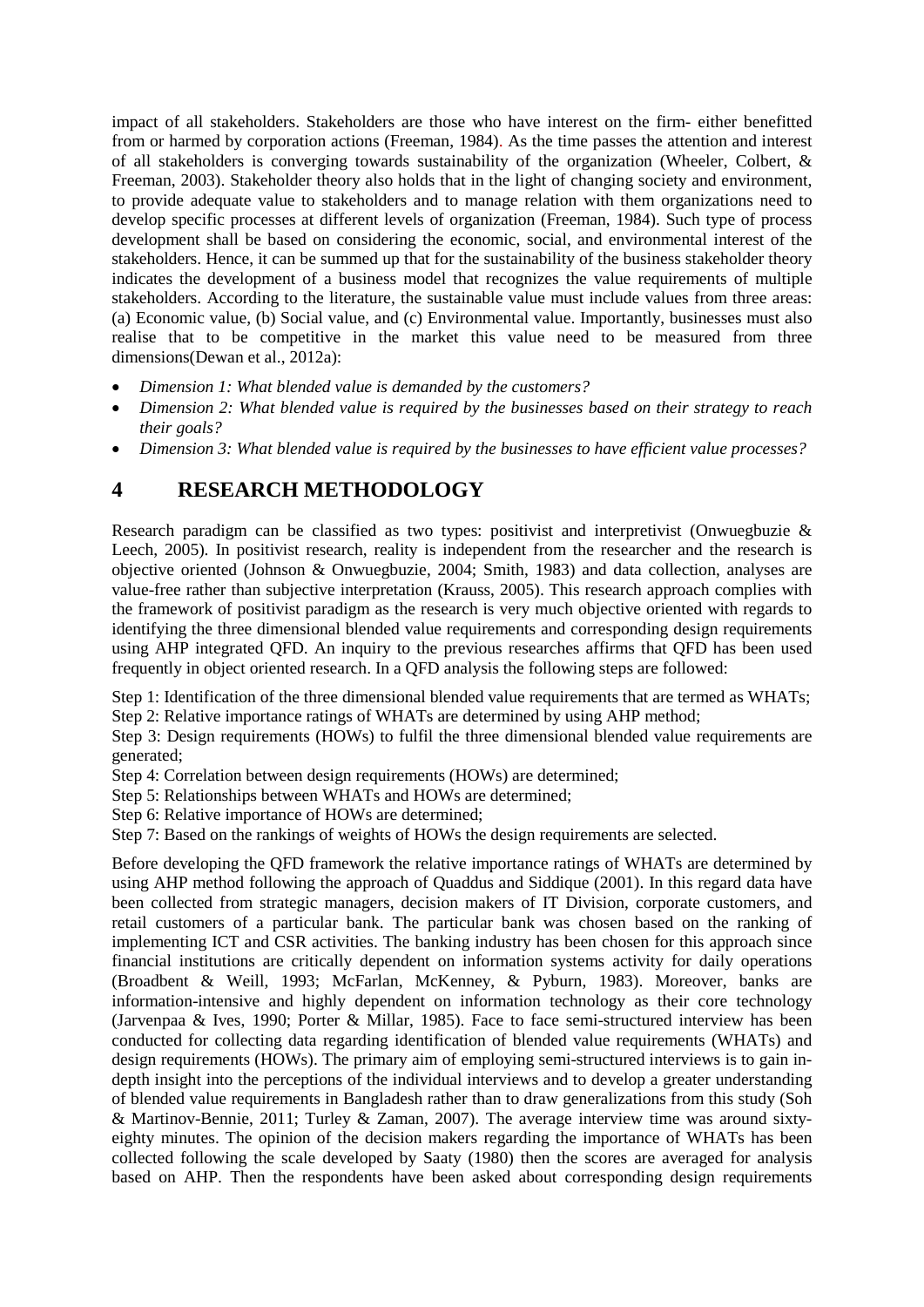impact of all stakeholders. Stakeholders are those who have interest on the firm- either benefitted from or harmed by corporation actions (Freeman, 1984). As the time passes the attention and interest of all stakeholders is converging towards sustainability of the organization (Wheeler, Colbert, & Freeman, 2003). Stakeholder theory also holds that in the light of changing society and environment, to provide adequate value to stakeholders and to manage relation with them organizations need to develop specific processes at different levels of organization (Freeman, 1984). Such type of process development shall be based on considering the economic, social, and environmental interest of the stakeholders. Hence, it can be summed up that for the sustainability of the business stakeholder theory indicates the development of a business model that recognizes the value requirements of multiple stakeholders. According to the literature, the sustainable value must include values from three areas: (a) Economic value, (b) Social value, and (c) Environmental value. Importantly, businesses must also realise that to be competitive in the market this value need to be measured from three dimensions(Dewan et al., 2012a):

- *Dimension 1: What blended value is demanded by the customers?*
- *Dimension 2: What blended value is required by the businesses based on their strategy to reach their goals?*
- *Dimension 3: What blended value is required by the businesses to have efficient value processes?*

# 4 RESEARCH METHODOLOGY

Research paradigm can be classified as two types: positivist and interpretivist (Onwuegbuzie & Leech, 2005). In positivist research, reality is independent from the researcher and the research is objective oriented (Johnson & Onwuegbuzie, 2004; Smith, 1983) and data collection, analyses are value-free rather than subjective interpretation (Krauss, 2005). This research approach complies with the framework of positivist paradigm as the research is very much objective oriented with regards to identifying the three dimensional blended value requirements and corresponding design requirements using AHP integrated QFD. An inquiry to the previous researches affirms that QFD has been used frequently in object oriented research. In a QFD analysis the following steps are followed:

Step 1: Identification of the three dimensional blended value requirements that are termed as WHATs;
Step 2: Relative importance ratings of WHATs are determined by using AHP method;
Step 3: Design requirements (HOWs) to fulfil the three dimensional blended value requirements are generated;
Step 4: Correlation between design requirements (HOWs) are determined;
Step 5: Relationships between WHATs and HOWs are determined;
Step 6: Relative importance of HOWs are determined;
Step 7: Based on the rankings of weights of HOWs the design requirements are selected.

Before developing the QFD framework the relative importance ratings of WHATs are determined by using AHP method following the approach of Quaddus and Siddique (2001). In this regard data have been collected from strategic managers, decision makers of IT Division, corporate customers, and retail customers of a particular bank. The particular bank was chosen based on the ranking of implementing ICT and CSR activities. The banking industry has been chosen for this approach since financial institutions are critically dependent on information systems activity for daily operations (Broadbent & Weill, 1993; McFarlan, McKenney, & Pyburn, 1983). Moreover, banks are information-intensive and highly dependent on information technology as their core technology (Jarvenpaa & Ives, 1990; Porter & Millar, 1985). Face to face semi-structured interview has been conducted for collecting data regarding identification of blended value requirements (WHATs) and design requirements (HOWs). The primary aim of employing semi-structured interviews is to gain in-depth insight into the perceptions of the individual interviews and to develop a greater understanding of blended value requirements in Bangladesh rather than to draw generalizations from this study (Soh & Martinov-Bennie, 2011; Turley & Zaman, 2007). The average interview time was around sixty-eighty minutes. The opinion of the decision makers regarding the importance of WHATs has been collected following the scale developed by Saaty (1980) then the scores are averaged for analysis based on AHP. Then the respondents have been asked about corresponding design requirements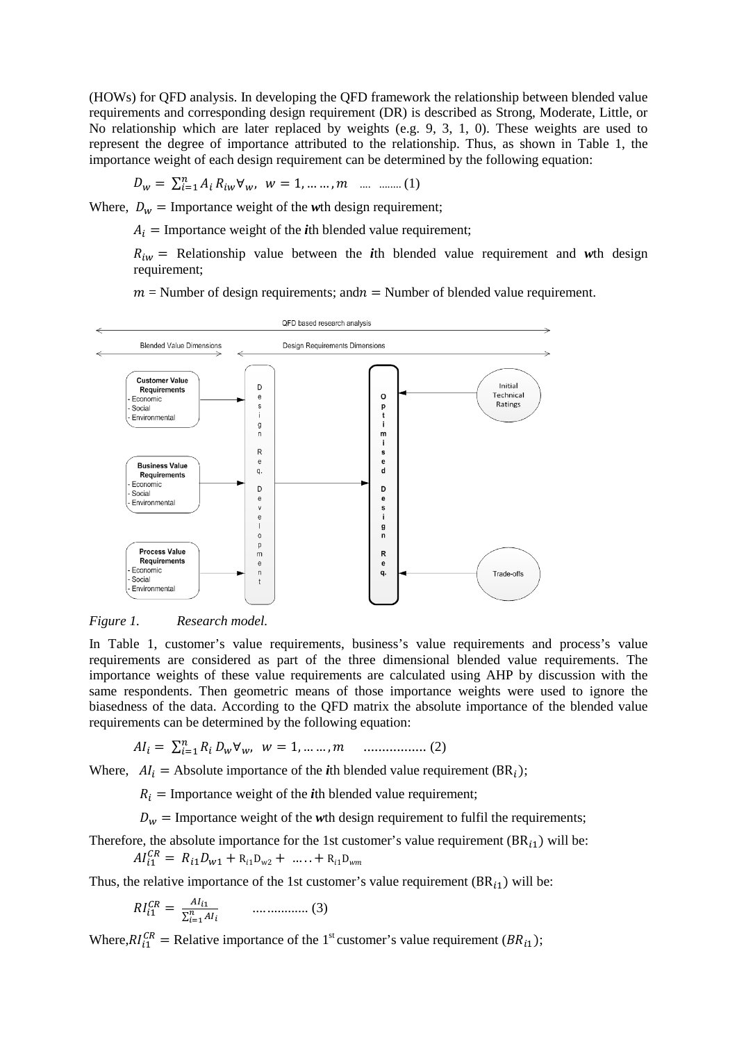(HOWs) for QFD analysis. In developing the QFD framework the relationship between blended value requirements and corresponding design requirement (DR) is described as Strong, Moderate, Little, or No relationship which are later replaced by weights (e.g. 9, 3, 1, 0). These weights are used to represent the degree of importance attributed to the relationship. Thus, as shown in Table 1, the importance weight of each design requirement can be determined by the following equation:

$$D_w = \sum_{i=1}^{n} A_i R_{iw} \forall_w, \; w = 1, \dots\dots, m \quad \dots\dots\dots (1)$$

Where, $D_w$ = Importance weight of the ***w***th design requirement;

$A_i$ = Importance weight of the ***i***th blended value requirement;

$R_{iw}$ = Relationship value between the ***i***th blended value requirement and ***w***th design requirement;

$m$ = Number of design requirements; and $n$ = Number of blended value requirement.

*Figure 1. Research model.*

In Table 1, customer's value requirements, business's value requirements and process's value requirements are considered as part of the three dimensional blended value requirements. The importance weights of these value requirements are calculated using AHP by discussion with the same respondents. Then geometric means of those importance weights were used to ignore the biasedness of the data. According to the QFD matrix the absolute importance of the blended value requirements can be determined by the following equation:

$$AI_i = \sum_{i=1}^{n} R_i D_w \forall_w, \; w = 1, \dots\dots, m \quad \dots\dots\dots\dots\dots\dots (2)$$

Where, $AI_i$ = Absolute importance of the ***i***th blended value requirement ($BR_i$);

$R_i$ = Importance weight of the ***i***th blended value requirement;

$D_w$ = Importance weight of the ***w***th design requirement to fulfil the requirements;

Therefore, the absolute importance for the 1st customer's value requirement ($BR_{i1}$) will be:

$$AI_{i1}^{CR} = R_{i1} D_{w1} + R_{i1} D_{w2} + \dots\dots + R_{i1} D_{wm}$$

Thus, the relative importance of the 1st customer's value requirement ($BR_{i1}$) will be:

$$RI_{i1}^{CR} = \frac{AI_{i1}}{\sum_{i=1}^{n} AI_i} \quad \dots\dots\dots\dots\dots\dots (3)$$

Where, $RI_{i1}^{CR}$ = Relative importance of the 1st customer's value requirement ($BR_{i1}$);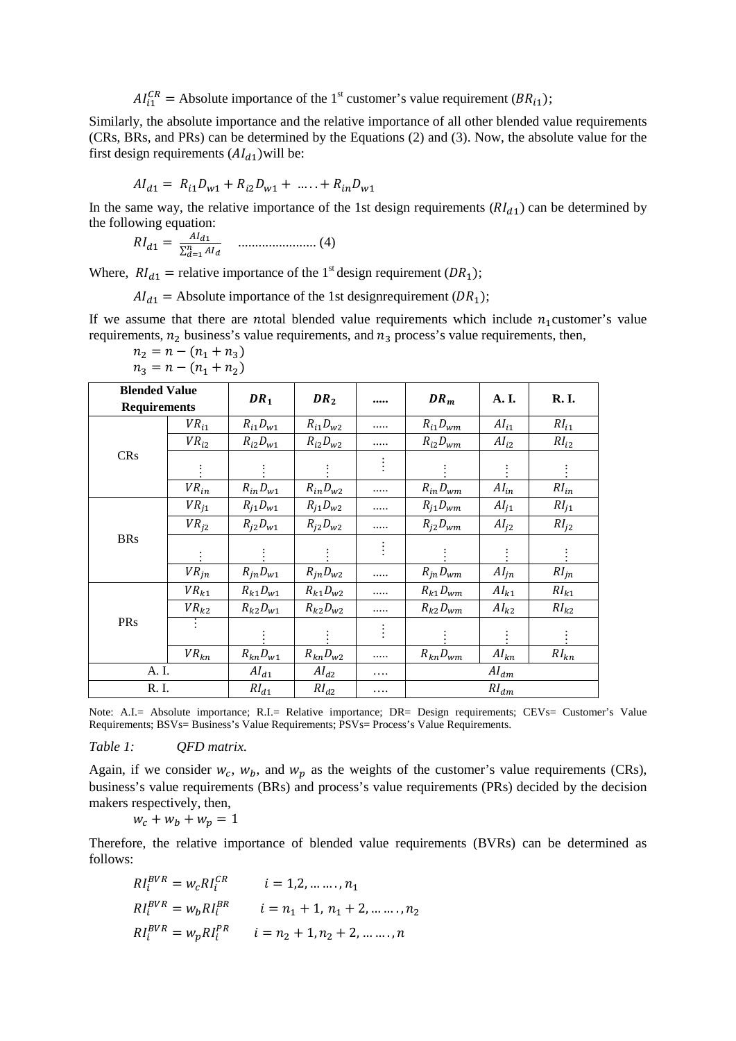$AI_{i1}^{CR}$ = Absolute importance of the 1[st] customer's value requirement ($BR_{i1}$);

Similarly, the absolute importance and the relative importance of all other blended value requirements (CRs, BRs, and PRs) can be determined by the Equations (2) and (3). Now, the absolute value for the first design requirements ($AI_{d1}$)will be:

$$AI_{d1} = R_{i1}D_{w1} + R_{i2}D_{w1} + \ldots + R_{in}D_{w1}$$

In the same way, the relative importance of the 1st design requirements ($RI_{d1}$) can be determined by the following equation:

$$RI_{d1} = \frac{AI_{d1}}{\sum_{d=1}^{n} AI_d} \quad \text{.......................} (4)$$

Where, $RI_{d1}$ = relative importance of the 1[st] design requirement ($DR_1$);

$AI_{d1}$ = Absolute importance of the 1st designrequirement ($DR_1$);

If we assume that there are $n$total blended value requirements which include $n_1$customer's value requirements, $n_2$ business's value requirements, and $n_3$ process's value requirements, then,

$n_2 = n - (n_1 + n_3)$

$n_3 = n - (n_1 + n_2)$

| Blended Value Requirements | | $DR_1$ | $DR_2$ | ..... | $DR_m$ | A. I. | R. I. |
|---|---|---|---|---|---|---|---|
| CRs | $VR_{i1}$ | $R_{i1}D_{w1}$ | $R_{i1}D_{w2}$ | ..... | $R_{i1}D_{wm}$ | $AI_{i1}$ | $RI_{i1}$ |
| | $VR_{i2}$ | $R_{i2}D_{w1}$ | $R_{i2}D_{w2}$ | ..... | $R_{i2}D_{wm}$ | $AI_{i2}$ | $RI_{i2}$ |
| | ⋮ | ⋮ | ⋮ | ⋮ | ⋮ | ⋮ | ⋮ |
| | $VR_{in}$ | $R_{in}D_{w1}$ | $R_{in}D_{w2}$ | ..... | $R_{in}D_{wm}$ | $AI_{in}$ | $RI_{in}$ |
| BRs | $VR_{j1}$ | $R_{j1}D_{w1}$ | $R_{j1}D_{w2}$ | ..... | $R_{j1}D_{wm}$ | $AI_{j1}$ | $RI_{j1}$ |
| | $VR_{j2}$ | $R_{j2}D_{w1}$ | $R_{j2}D_{w2}$ | ..... | $R_{j2}D_{wm}$ | $AI_{j2}$ | $RI_{j2}$ |
| | ⋮ | ⋮ | ⋮ | ⋮ | ⋮ | ⋮ | ⋮ |
| | $VR_{jn}$ | $R_{jn}D_{w1}$ | $R_{jn}D_{w2}$ | ..... | $R_{jn}D_{wm}$ | $AI_{jn}$ | $RI_{jn}$ |
| PRs | $VR_{k1}$ | $R_{k1}D_{w1}$ | $R_{k1}D_{w2}$ | ..... | $R_{k1}D_{wm}$ | $AI_{k1}$ | $RI_{k1}$ |
| | $VR_{k2}$ | $R_{k2}D_{w1}$ | $R_{k2}D_{w2}$ | ..... | $R_{k2}D_{wm}$ | $AI_{k2}$ | $RI_{k2}$ |
| | ⋮ | ⋮ | ⋮ | ⋮ | ⋮ | ⋮ | ⋮ |
| | $VR_{kn}$ | $R_{kn}D_{w1}$ | $R_{kn}D_{w2}$ | ..... | $R_{kn}D_{wm}$ | $AI_{kn}$ | $RI_{kn}$ |
| A. I. | | $AI_{d1}$ | $AI_{d2}$ | .... | $AI_{dm}$ | | |
| R. I. | | $RI_{d1}$ | $RI_{d2}$ | .... | $RI_{dm}$ | | |

Note: A.I.= Absolute importance; R.I.= Relative importance; DR= Design requirements; CEVs= Customer's Value Requirements; BSVs= Business's Value Requirements; PSVs= Process's Value Requirements.

*Table 1: QFD matrix.*

Again, if we consider $w_c$, $w_b$, and $w_p$ as the weights of the customer's value requirements (CRs), business's value requirements (BRs) and process's value requirements (PRs) decided by the decision makers respectively, then,

$$w_c + w_b + w_p = 1$$

Therefore, the relative importance of blended value requirements (BVRs) can be determined as follows:

$$RI_i^{BVR} = w_c RI_i^{CR} \qquad i = 1,2, \ldots \ldots, n_1$$

$$RI_i^{BVR} = w_b RI_i^{BR} \qquad i = n_1 + 1,\ n_1 + 2, \ldots \ldots, n_2$$

$$RI_i^{BVR} = w_p RI_i^{PR} \qquad i = n_2 + 1, n_2 + 2, \ldots \ldots, n$$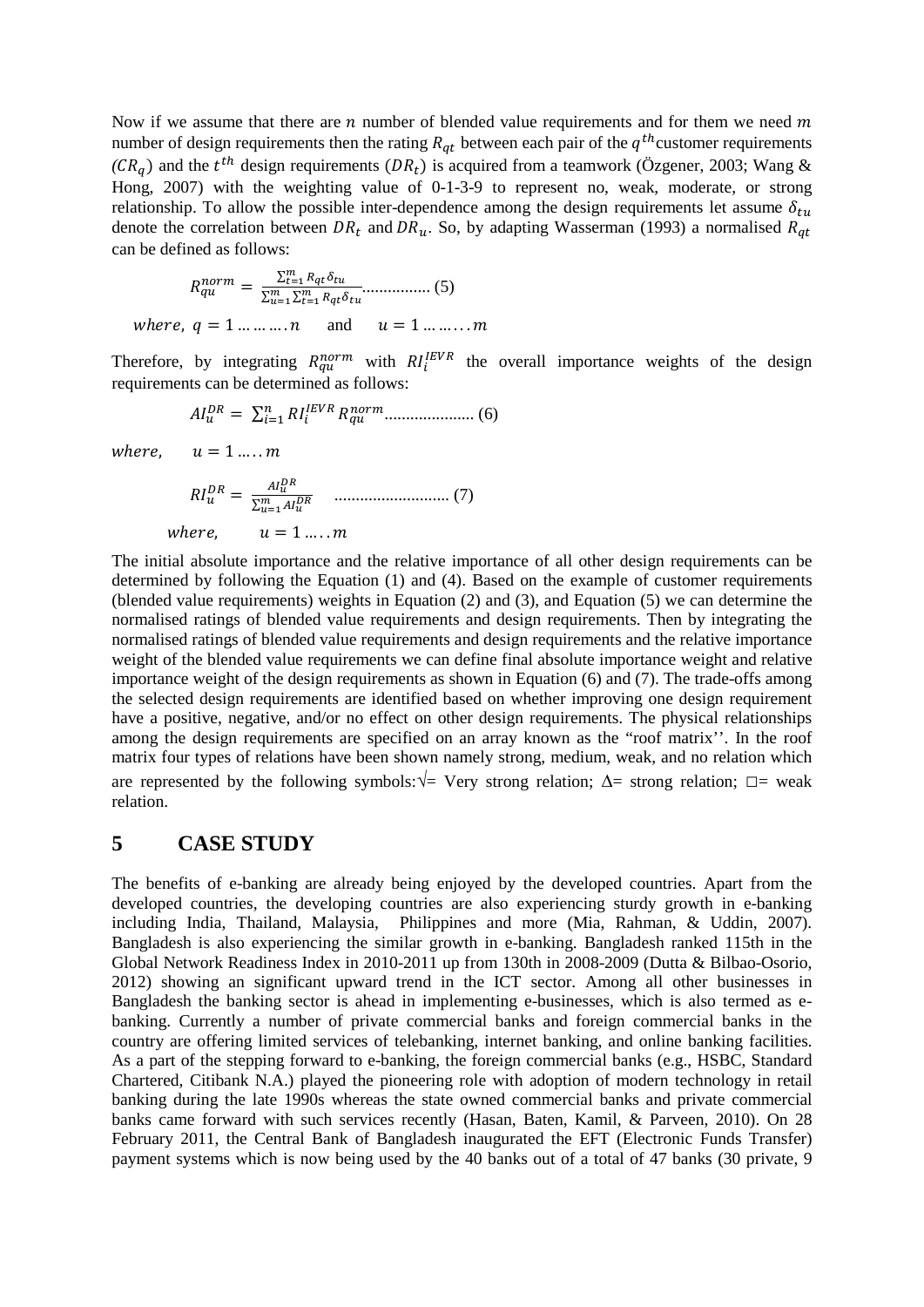Now if we assume that there are $n$ number of blended value requirements and for them we need $m$ number of design requirements then the rating $R_{qt}$ between each pair of the $q^{th}$ customer requirements $(CR_q)$ and the $t^{th}$ design requirements $(DR_t)$ is acquired from a teamwork (Özgener, 2003; Wang & Hong, 2007) with the weighting value of 0-1-3-9 to represent no, weak, moderate, or strong relationship. To allow the possible inter-dependence among the design requirements let assume $\delta_{tu}$ denote the correlation between $DR_t$ and $DR_u$. So, by adapting Wasserman (1993) a normalised $R_{qt}$ can be defined as follows:

$$R_{qu}^{norm} = \frac{\sum_{t=1}^{m} R_{qt}\delta_{tu}}{\sum_{u=1}^{m}\sum_{t=1}^{m} R_{qt}\delta_{tu}} \quad \text{................ (5)}$$

$$where,\ q = 1 \ldots\ldots\ldots n \quad \text{and} \quad u = 1 \ldots\ldots\ldots m$$

Therefore, by integrating $R_{qu}^{norm}$ with $RI_i^{IEVR}$ the overall importance weights of the design requirements can be determined as follows:

$$AI_u^{DR} = \sum_{i=1}^{n} RI_i^{IEVR} R_{qu}^{norm} \quad \text{..................... (6)}$$

$$where, \quad u = 1 \ldots\ldots m$$

$$RI_u^{DR} = \frac{AI_u^{DR}}{\sum_{u=1}^{m} AI_u^{DR}} \quad \text{........................... (7)}$$

$$where, \quad u = 1 \ldots\ldots m$$

The initial absolute importance and the relative importance of all other design requirements can be determined by following the Equation (1) and (4). Based on the example of customer requirements (blended value requirements) weights in Equation (2) and (3), and Equation (5) we can determine the normalised ratings of blended value requirements and design requirements. Then by integrating the normalised ratings of blended value requirements and design requirements and the relative importance weight of the blended value requirements we can define final absolute importance weight and relative importance weight of the design requirements as shown in Equation (6) and (7). The trade-offs among the selected design requirements are identified based on whether improving one design requirement have a positive, negative, and/or no effect on other design requirements. The physical relationships among the design requirements are specified on an array known as the "roof matrix''. In the roof matrix four types of relations have been shown namely strong, medium, weak, and no relation which are represented by the following symbols:√= Very strong relation; ∆= strong relation; □= weak relation.

## 5 CASE STUDY

The benefits of e-banking are already being enjoyed by the developed countries. Apart from the developed countries, the developing countries are also experiencing sturdy growth in e-banking including India, Thailand, Malaysia, Philippines and more (Mia, Rahman, & Uddin, 2007). Bangladesh is also experiencing the similar growth in e-banking. Bangladesh ranked 115th in the Global Network Readiness Index in 2010-2011 up from 130th in 2008-2009 (Dutta & Bilbao-Osorio, 2012) showing an significant upward trend in the ICT sector. Among all other businesses in Bangladesh the banking sector is ahead in implementing e-businesses, which is also termed as e-banking. Currently a number of private commercial banks and foreign commercial banks in the country are offering limited services of telebanking, internet banking, and online banking facilities. As a part of the stepping forward to e-banking, the foreign commercial banks (e.g., HSBC, Standard Chartered, Citibank N.A.) played the pioneering role with adoption of modern technology in retail banking during the late 1990s whereas the state owned commercial banks and private commercial banks came forward with such services recently (Hasan, Baten, Kamil, & Parveen, 2010). On 28 February 2011, the Central Bank of Bangladesh inaugurated the EFT (Electronic Funds Transfer) payment systems which is now being used by the 40 banks out of a total of 47 banks (30 private, 9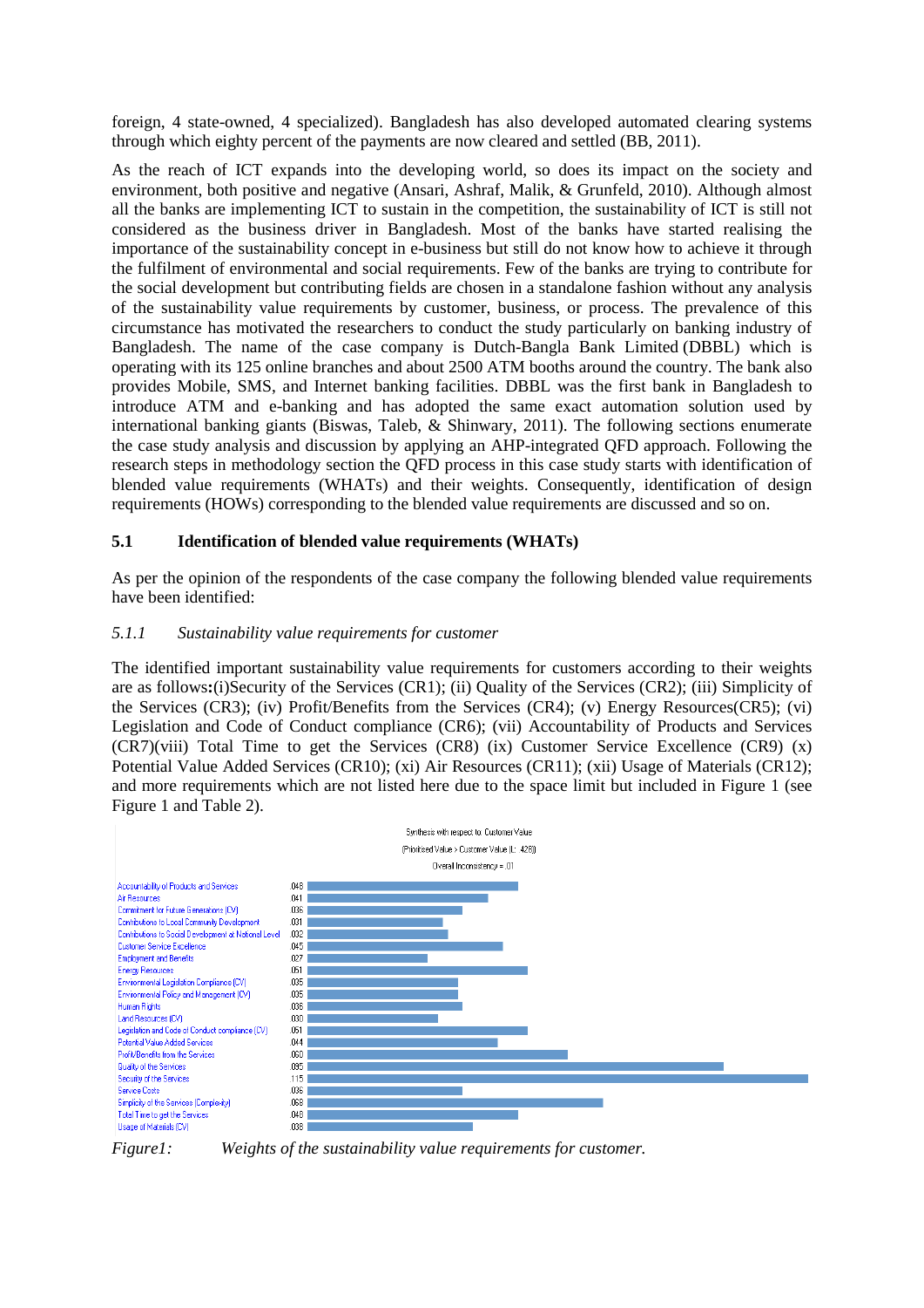foreign, 4 state-owned, 4 specialized). Bangladesh has also developed automated clearing systems through which eighty percent of the payments are now cleared and settled (BB, 2011).

As the reach of ICT expands into the developing world, so does its impact on the society and environment, both positive and negative (Ansari, Ashraf, Malik, & Grunfeld, 2010). Although almost all the banks are implementing ICT to sustain in the competition, the sustainability of ICT is still not considered as the business driver in Bangladesh. Most of the banks have started realising the importance of the sustainability concept in e-business but still do not know how to achieve it through the fulfilment of environmental and social requirements. Few of the banks are trying to contribute for the social development but contributing fields are chosen in a standalone fashion without any analysis of the sustainability value requirements by customer, business, or process. The prevalence of this circumstance has motivated the researchers to conduct the study particularly on banking industry of Bangladesh. The name of the case company is Dutch-Bangla Bank Limited (DBBL) which is operating with its 125 online branches and about 2500 ATM booths around the country. The bank also provides Mobile, SMS, and Internet banking facilities. DBBL was the first bank in Bangladesh to introduce ATM and e-banking and has adopted the same exact automation solution used by international banking giants (Biswas, Taleb, & Shinwary, 2011). The following sections enumerate the case study analysis and discussion by applying an AHP-integrated QFD approach. Following the research steps in methodology section the QFD process in this case study starts with identification of blended value requirements (WHATs) and their weights. Consequently, identification of design requirements (HOWs) corresponding to the blended value requirements are discussed and so on.

## 5.1 Identification of blended value requirements (WHATs)

As per the opinion of the respondents of the case company the following blended value requirements have been identified:

### *5.1.1 Sustainability value requirements for customer*

The identified important sustainability value requirements for customers according to their weights are as follows**:**(i)Security of the Services (CR1); (ii) Quality of the Services (CR2); (iii) Simplicity of the Services (CR3); (iv) Profit/Benefits from the Services (CR4); (v) Energy Resources(CR5); (vi) Legislation and Code of Conduct compliance (CR6); (vii) Accountability of Products and Services (CR7)(viii) Total Time to get the Services (CR8) (ix) Customer Service Excellence (CR9) (x) Potential Value Added Services (CR10); (xi) Air Resources (CR11); (xii) Usage of Materials (CR12); and more requirements which are not listed here due to the space limit but included in Figure 1 (see Figure 1 and Table 2).

Synthesis with respect to: Customer Value

(Prioritised Value > Customer Value (L: .426))

Overall Inconsistency = .01

| Requirement | Weight |
|---|---|
| Accountability of Products and Services | .048 |
| Air Resources | .041 |
| Commitment for Future Generations (CV) | .036 |
| Contributions to Local Community Development | .031 |
| Contributions to Social Development at National Level | .032 |
| Customer Service Excellence | .045 |
| Employment and Benefits | .027 |
| Energy Resources | .051 |
| Environmental Legislation Compliance (CV) | .035 |
| Environmental Policy and Management (CV) | .035 |
| Human Rights | .036 |
| Land Resources (CV) | .030 |
| Legislation and Code of Conduct compliance (CV) | .051 |
| Potential Value Added Services | .044 |
| Profit/Benefits from the Services | .060 |
| Quality of the Services | .095 |
| Security of the Services | .115 |
| Service Costs | .036 |
| Simplicity of the Services (Complexity) | .068 |
| Total Time to get the Services | .048 |
| Usage of Materials (CV) | .038 |

*Figure1: Weights of the sustainability value requirements for customer.*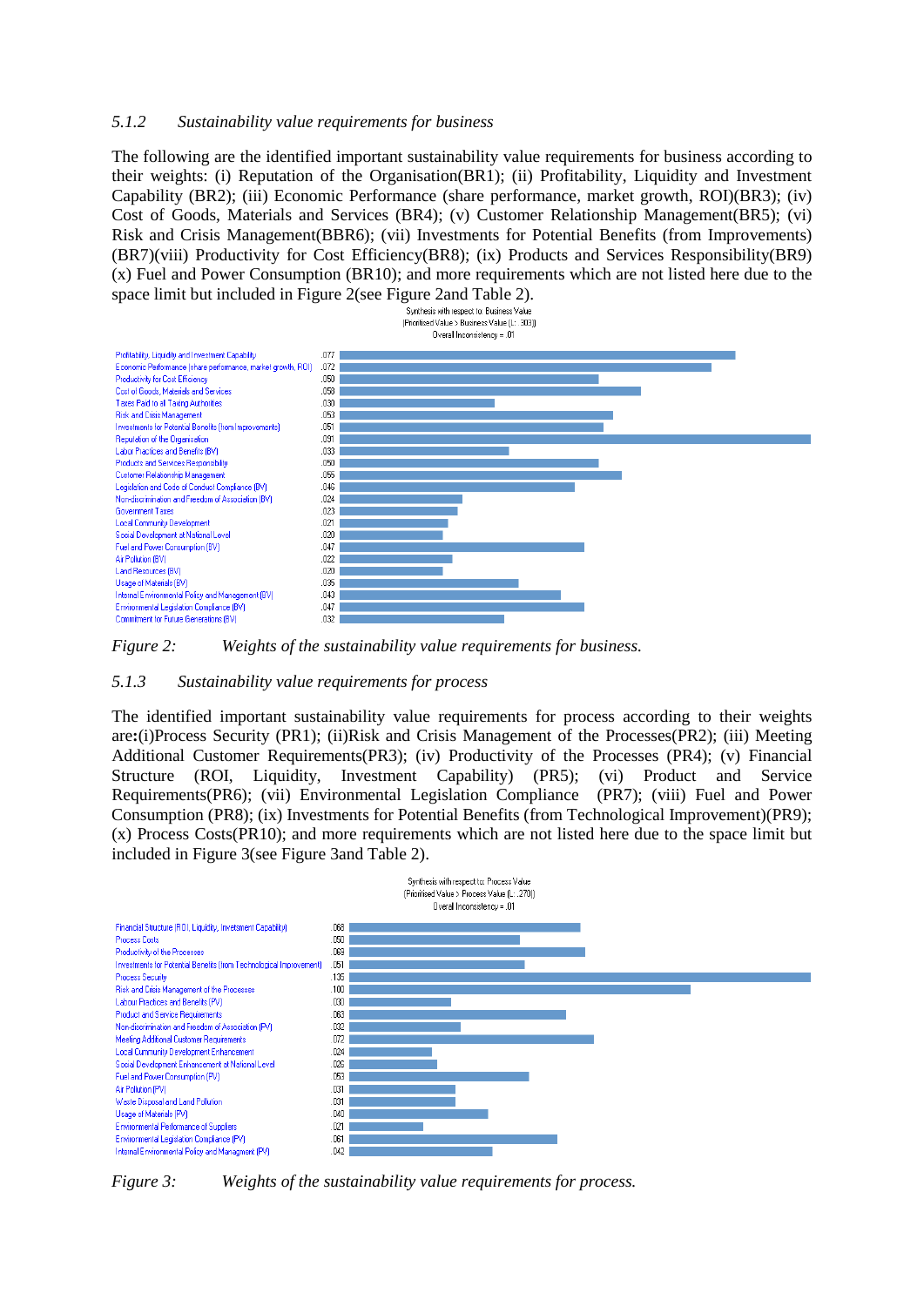### 5.1.2 *Sustainability value requirements for business*

The following are the identified important sustainability value requirements for business according to their weights: (i) Reputation of the Organisation(BR1); (ii) Profitability, Liquidity and Investment Capability (BR2); (iii) Economic Performance (share performance, market growth, ROI)(BR3); (iv) Cost of Goods, Materials and Services (BR4); (v) Customer Relationship Management(BR5); (vi) Risk and Crisis Management(BBR6); (vii) Investments for Potential Benefits (from Improvements) (BR7)(viii) Productivity for Cost Efficiency(BR8); (ix) Products and Services Responsibility(BR9) (x) Fuel and Power Consumption (BR10); and more requirements which are not listed here due to the space limit but included in Figure 2(see Figure 2and Table 2).

Synthesis with respect to: Business Value
(Prioritised Value > Business Value (L: .303))
Overall Inconsistency = .01

| Requirement | Weight |
| --- | --- |
| Profitability, Liquidity and Investment Capability | .077 |
| Economic Performance (share performance, market growth, ROI) | .072 |
| Productivity for Cost Efficiency | .050 |
| Cost of Goods, Materials and Services | .058 |
| Taxes Paid to all Taxing Authorities | .030 |
| Risk and Crisis Management | .053 |
| Investments for Potential Benefits (from Improvements) | .051 |
| Reputation of the Organisation | .091 |
| Labor Practices and Benefits (BV) | .033 |
| Products and Services Responsibility | .050 |
| Customer Relationship Management | .055 |
| Legislation and Code of Conduct Compliance (BV) | .046 |
| Non-discrimination and Freedom of Association (BV) | .024 |
| Government Taxes | .023 |
| Local Community Development | .021 |
| Social Development at National Level | .020 |
| Fuel and Power Consumption (BV) | .047 |
| Air Pollution (BV) | .022 |
| Land Resources (BV) | .020 |
| Usage of Materials (BV) | .035 |
| Internal Environmental Policy and Management (BV) | .043 |
| Environmental Legislation Compliance (BV) | .047 |
| Commitment for Future Generations (BV) | .032 |

*Figure 2: Weights of the sustainability value requirements for business.*

### 5.1.3 *Sustainability value requirements for process*

The identified important sustainability value requirements for process according to their weights are:(i)Process Security (PR1); (ii)Risk and Crisis Management of the Processes(PR2); (iii) Meeting Additional Customer Requirements(PR3); (iv) Productivity of the Processes (PR4); (v) Financial Structure (ROI, Liquidity, Investment Capability) (PR5); (vi) Product and Service Requirements(PR6); (vii) Environmental Legislation Compliance (PR7); (viii) Fuel and Power Consumption (PR8); (ix) Investments for Potential Benefits (from Technological Improvement)(PR9); (x) Process Costs(PR10); and more requirements which are not listed here due to the space limit but included in Figure 3(see Figure 3and Table 2).

Synthesis with respect to: Process Value
(Prioritised Value > Process Value (L: .270))
Overall Inconsistency = .01

| Requirement | Weight |
| --- | --- |
| Financial Structure (ROI, Liquidity, Investment Capability) | .068 |
| Process Costs | .050 |
| Productivity of the Processes | .063 |
| Investments for Potential Benefits (from Technological Improvement) | .051 |
| Process Security | .135 |
| Risk and Crisis Management of the Processes | .100 |
| Labour Practices and Benefits (PV) | .030 |
| Product and Service Requirements | .063 |
| Non-discrimination and Freedom of Association (PV) | .032 |
| Meeting Additional Customer Requirements | .072 |
| Local Community Development Enhancement | .024 |
| Social Development Enhancement at National Level | .026 |
| Fuel and Power Consumption (PV) | .053 |
| Air Pollution (PV) | .031 |
| Waste Disposal and Land Pollution | .031 |
| Usage of Materials (PV) | .040 |
| Environmental Performance of Suppliers | .021 |
| Environmental Legislation Compliance (PV) | .061 |
| Internal Environmental Policy and Managment (PV) | .042 |

*Figure 3: Weights of the sustainability value requirements for process.*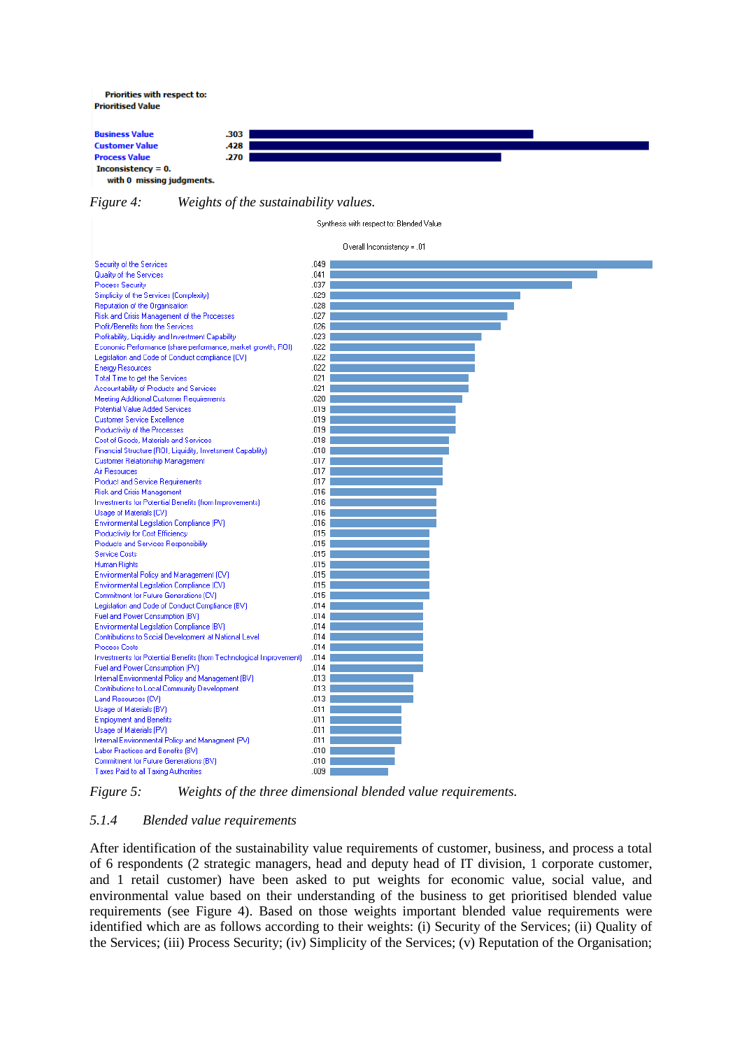Priorities with respect to:
Prioritised Value

| | |
|---|---|
| Business Value | .303 |
| Customer Value | .428 |
| Process Value | .270 |

Inconsistency = 0.
with 0 missing judgments.

*Figure 4: Weights of the sustainability values.*

Synthesis with respect to: Blended Value

Overall Inconsistency = .01

| Requirement | Weight |
|---|---|
| Security of the Services | .049 |
| Quality of the Services | .041 |
| Process Security | .037 |
| Simplicity of the Services (Complexity) | .029 |
| Reputation of the Organisation | .028 |
| Risk and Crisis Management of the Processes | .027 |
| Profit/Benefits from the Services | .026 |
| Profitability, Liquidity and Investment Capabilty | .023 |
| Economic Performance (share performance, market growth, ROI) | .022 |
| Legislation and Code of Conduct compliance (CV) | .022 |
| Energy Resources | .022 |
| Total Time to get the Services | .021 |
| Accountability of Products and Services | .021 |
| Meeting Additional Customer Requirements | .020 |
| Potential Value Added Services | .019 |
| Customer Service Excellence | .019 |
| Productivity of the Processes | .019 |
| Cost of Goods, Materials and Services | .018 |
| Financial Structure (ROI, Liquidity, Invetsment Capability) | .018 |
| Customer Relationship Management | .017 |
| Air Resources | .017 |
| Product and Service Requirements | .017 |
| Risk and Crisis Management | .016 |
| Investments for Potential Benefits (from Improvements) | .016 |
| Usage of Materials (CV) | .016 |
| Environmental Legislation Compliance (PV) | .016 |
| Productivity for Cost Efficiency | .015 |
| Products and Services Responsibility | .015 |
| Service Costs | .015 |
| Human Rights | .015 |
| Environmental Policy and Management (CV) | .015 |
| Environmental Legislation Compliance (CV) | .015 |
| Commitment for Future Generations (CV) | .015 |
| Legislation and Code of Conduct Compliance (BV) | .014 |
| Fuel and Power Consumption (BV) | .014 |
| Environmental Legislation Compliance (BV) | .014 |
| Contributions to Social Development at National Level | .014 |
| Process Costs | .014 |
| Investments for Potential Benefits (from Technological Improvement) | .014 |
| Fuel and Power Consumption (PV) | .014 |
| Internal Environmental Policy and Management (BV) | .013 |
| Contributions to Local Community Development | .013 |
| Land Resources (CV) | .013 |
| Usage of Materials (BV) | .011 |
| Employment and Benefits | .011 |
| Usage of Materials (PV) | .011 |
| Internal Environmental Policy and Managment (PV) | .011 |
| Labor Practices and Benefits (BV) | .010 |
| Commitment for Future Generations (BV) | .010 |
| Taxes Paid to all Taxing Authorities | .009 |

*Figure 5: Weights of the three dimensional blended value requirements.*

### *5.1.4 Blended value requirements*

After identification of the sustainability value requirements of customer, business, and process a total of 6 respondents (2 strategic managers, head and deputy head of IT division, 1 corporate customer, and 1 retail customer) have been asked to put weights for economic value, social value, and environmental value based on their understanding of the business to get prioritised blended value requirements (see Figure 4). Based on those weights important blended value requirements were identified which are as follows according to their weights: (i) Security of the Services; (ii) Quality of the Services; (iii) Process Security; (iv) Simplicity of the Services; (v) Reputation of the Organisation;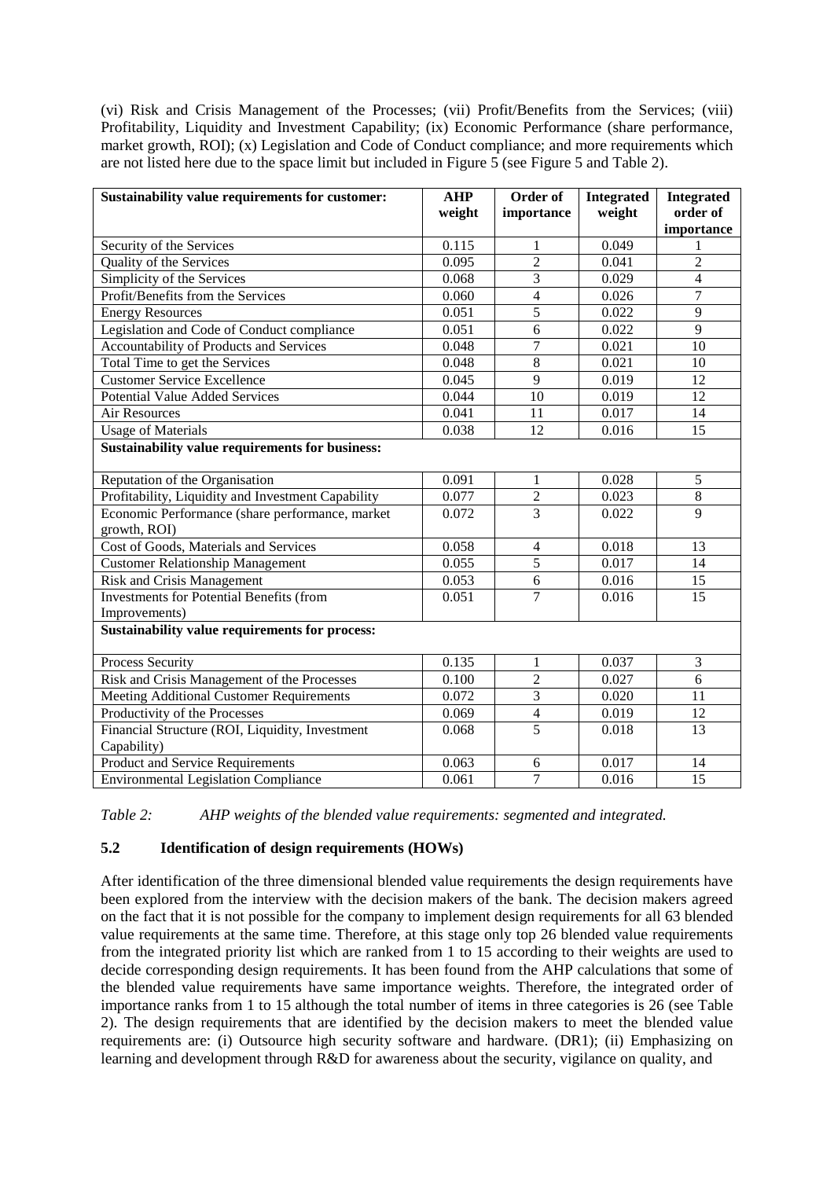(vi) Risk and Crisis Management of the Processes; (vii) Profit/Benefits from the Services; (viii) Profitability, Liquidity and Investment Capability; (ix) Economic Performance (share performance, market growth, ROI); (x) Legislation and Code of Conduct compliance; and more requirements which are not listed here due to the space limit but included in Figure 5 (see Figure 5 and Table 2).

| Sustainability value requirements for customer: | AHP weight | Order of importance | Integrated weight | Integrated order of importance |
|---|---|---|---|---|
| Security of the Services | 0.115 | 1 | 0.049 | 1 |
| Quality of the Services | 0.095 | 2 | 0.041 | 2 |
| Simplicity of the Services | 0.068 | 3 | 0.029 | 4 |
| Profit/Benefits from the Services | 0.060 | 4 | 0.026 | 7 |
| Energy Resources | 0.051 | 5 | 0.022 | 9 |
| Legislation and Code of Conduct compliance | 0.051 | 6 | 0.022 | 9 |
| Accountability of Products and Services | 0.048 | 7 | 0.021 | 10 |
| Total Time to get the Services | 0.048 | 8 | 0.021 | 10 |
| Customer Service Excellence | 0.045 | 9 | 0.019 | 12 |
| Potential Value Added Services | 0.044 | 10 | 0.019 | 12 |
| Air Resources | 0.041 | 11 | 0.017 | 14 |
| Usage of Materials | 0.038 | 12 | 0.016 | 15 |
| **Sustainability value requirements for business:** | | | | |
| Reputation of the Organisation | 0.091 | 1 | 0.028 | 5 |
| Profitability, Liquidity and Investment Capability | 0.077 | 2 | 0.023 | 8 |
| Economic Performance (share performance, market growth, ROI) | 0.072 | 3 | 0.022 | 9 |
| Cost of Goods, Materials and Services | 0.058 | 4 | 0.018 | 13 |
| Customer Relationship Management | 0.055 | 5 | 0.017 | 14 |
| Risk and Crisis Management | 0.053 | 6 | 0.016 | 15 |
| Investments for Potential Benefits (from Improvements) | 0.051 | 7 | 0.016 | 15 |
| **Sustainability value requirements for process:** | | | | |
| Process Security | 0.135 | 1 | 0.037 | 3 |
| Risk and Crisis Management of the Processes | 0.100 | 2 | 0.027 | 6 |
| Meeting Additional Customer Requirements | 0.072 | 3 | 0.020 | 11 |
| Productivity of the Processes | 0.069 | 4 | 0.019 | 12 |
| Financial Structure (ROI, Liquidity, Investment Capability) | 0.068 | 5 | 0.018 | 13 |
| Product and Service Requirements | 0.063 | 6 | 0.017 | 14 |
| Environmental Legislation Compliance | 0.061 | 7 | 0.016 | 15 |

*Table 2: AHP weights of the blended value requirements: segmented and integrated.*

### 5.2 Identification of design requirements (HOWs)

After identification of the three dimensional blended value requirements the design requirements have been explored from the interview with the decision makers of the bank. The decision makers agreed on the fact that it is not possible for the company to implement design requirements for all 63 blended value requirements at the same time. Therefore, at this stage only top 26 blended value requirements from the integrated priority list which are ranked from 1 to 15 according to their weights are used to decide corresponding design requirements. It has been found from the AHP calculations that some of the blended value requirements have same importance weights. Therefore, the integrated order of importance ranks from 1 to 15 although the total number of items in three categories is 26 (see Table 2). The design requirements that are identified by the decision makers to meet the blended value requirements are: (i) Outsource high security software and hardware. (DR1); (ii) Emphasizing on learning and development through R&D for awareness about the security, vigilance on quality, and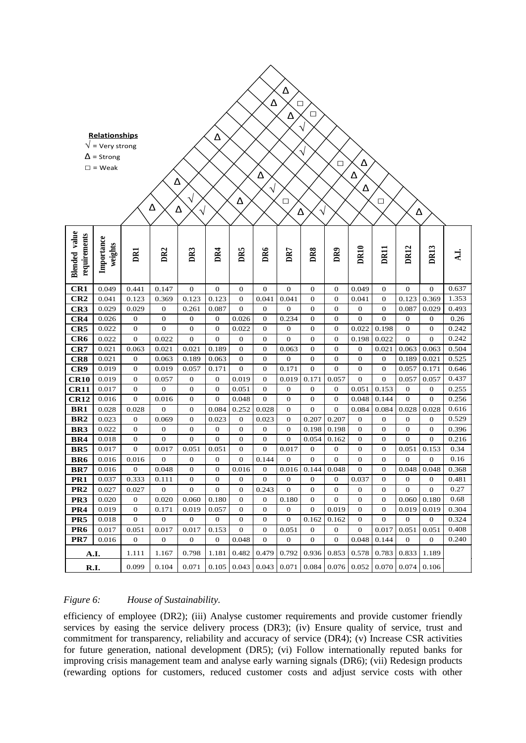Relationships
√ = Very strong
Δ = Strong
□ = Weak

| Blended value requirements | Importance weights | DR1 | DR2 | DR3 | DR4 | DR5 | DR6 | DR7 | DR8 | DR9 | DR10 | DR11 | DR12 | DR13 | A.I. |
|---|---|---|---|---|---|---|---|---|---|---|---|---|---|---|---|
| CR1 | 0.049 | 0.441 | 0.147 | 0 | 0 | 0 | 0 | 0 | 0 | 0 | 0.049 | 0 | 0 | 0 | 0.637 |
| CR2 | 0.041 | 0.123 | 0.369 | 0.123 | 0.123 | 0 | 0.041 | 0.041 | 0 | 0 | 0.041 | 0 | 0.123 | 0.369 | 1.353 |
| CR3 | 0.029 | 0.029 | 0 | 0.261 | 0.087 | 0 | 0 | 0 | 0 | 0 | 0 | 0 | 0.087 | 0.029 | 0.493 |
| CR4 | 0.026 | 0 | 0 | 0 | 0 | 0.026 | 0 | 0.234 | 0 | 0 | 0 | 0 | 0 | 0 | 0.26 |
| CR5 | 0.022 | 0 | 0 | 0 | 0 | 0.022 | 0 | 0 | 0 | 0 | 0.022 | 0.198 | 0 | 0 | 0.242 |
| CR6 | 0.022 | 0 | 0.022 | 0 | 0 | 0 | 0 | 0 | 0 | 0 | 0.198 | 0.022 | 0 | 0 | 0.242 |
| CR7 | 0.021 | 0.063 | 0.021 | 0.021 | 0.189 | 0 | 0 | 0.063 | 0 | 0 | 0 | 0.021 | 0.063 | 0.063 | 0.504 |
| CR8 | 0.021 | 0 | 0.063 | 0.189 | 0.063 | 0 | 0 | 0 | 0 | 0 | 0 | 0 | 0.189 | 0.021 | 0.525 |
| CR9 | 0.019 | 0 | 0.019 | 0.057 | 0.171 | 0 | 0 | 0.171 | 0 | 0 | 0 | 0 | 0.057 | 0.171 | 0.646 |
| CR10 | 0.019 | 0 | 0.057 | 0 | 0 | 0.019 | 0 | 0.019 | 0.171 | 0.057 | 0 | 0 | 0.057 | 0.057 | 0.437 |
| CR11 | 0.017 | 0 | 0 | 0 | 0 | 0.051 | 0 | 0 | 0 | 0 | 0.051 | 0.153 | 0 | 0 | 0.255 |
| CR12 | 0.016 | 0 | 0.016 | 0 | 0 | 0.048 | 0 | 0 | 0 | 0 | 0.048 | 0.144 | 0 | 0 | 0.256 |
| BR1 | 0.028 | 0.028 | 0 | 0 | 0.084 | 0.252 | 0.028 | 0 | 0 | 0 | 0.084 | 0.084 | 0.028 | 0.028 | 0.616 |
| BR2 | 0.023 | 0 | 0.069 | 0 | 0.023 | 0 | 0.023 | 0 | 0.207 | 0.207 | 0 | 0 | 0 | 0 | 0.529 |
| BR3 | 0.022 | 0 | 0 | 0 | 0 | 0 | 0 | 0 | 0.198 | 0.198 | 0 | 0 | 0 | 0 | 0.396 |
| BR4 | 0.018 | 0 | 0 | 0 | 0 | 0 | 0 | 0 | 0.054 | 0.162 | 0 | 0 | 0 | 0 | 0.216 |
| BR5 | 0.017 | 0 | 0.017 | 0.051 | 0.051 | 0 | 0 | 0.017 | 0 | 0 | 0 | 0 | 0.051 | 0.153 | 0.34 |
| BR6 | 0.016 | 0.016 | 0 | 0 | 0 | 0 | 0.144 | 0 | 0 | 0 | 0 | 0 | 0 | 0 | 0.16 |
| BR7 | 0.016 | 0 | 0.048 | 0 | 0 | 0.016 | 0 | 0.016 | 0.144 | 0.048 | 0 | 0 | 0.048 | 0.048 | 0.368 |
| PR1 | 0.037 | 0.333 | 0.111 | 0 | 0 | 0 | 0 | 0 | 0 | 0 | 0.037 | 0 | 0 | 0 | 0.481 |
| PR2 | 0.027 | 0.027 | 0 | 0 | 0 | 0 | 0.243 | 0 | 0 | 0 | 0 | 0 | 0 | 0 | 0.27 |
| PR3 | 0.020 | 0 | 0.020 | 0.060 | 0.180 | 0 | 0 | 0.180 | 0 | 0 | 0 | 0 | 0.060 | 0.180 | 0.68 |
| PR4 | 0.019 | 0 | 0.171 | 0.019 | 0.057 | 0 | 0 | 0 | 0 | 0.019 | 0 | 0 | 0.019 | 0.019 | 0.304 |
| PR5 | 0.018 | 0 | 0 | 0 | 0 | 0 | 0 | 0 | 0.162 | 0.162 | 0 | 0 | 0 | 0 | 0.324 |
| PR6 | 0.017 | 0.051 | 0.017 | 0.017 | 0.153 | 0 | 0 | 0.051 | 0 | 0 | 0 | 0.017 | 0.051 | 0.051 | 0.408 |
| PR7 | 0.016 | 0 | 0 | 0 | 0 | 0.048 | 0 | 0 | 0 | 0 | 0.048 | 0.144 | 0 | 0 | 0.240 |
| A.I. | | 1.111 | 1.167 | 0.798 | 1.181 | 0.482 | 0.479 | 0.792 | 0.936 | 0.853 | 0.578 | 0.783 | 0.833 | 1.189 | |
| R.I. | | 0.099 | 0.104 | 0.071 | 0.105 | 0.043 | 0.043 | 0.071 | 0.084 | 0.076 | 0.052 | 0.070 | 0.074 | 0.106 | |

*Figure 6: House of Sustainability.*

efficiency of employee (DR2); (iii) Analyse customer requirements and provide customer friendly services by easing the service delivery process (DR3); (iv) Ensure quality of service, trust and commitment for transparency, reliability and accuracy of service (DR4); (v) Increase CSR activities for future generation, national development (DR5); (vi) Follow internationally reputed banks for improving crisis management team and analyse early warning signals (DR6); (vii) Redesign products (rewarding options for customers, reduced customer costs and adjust service costs with other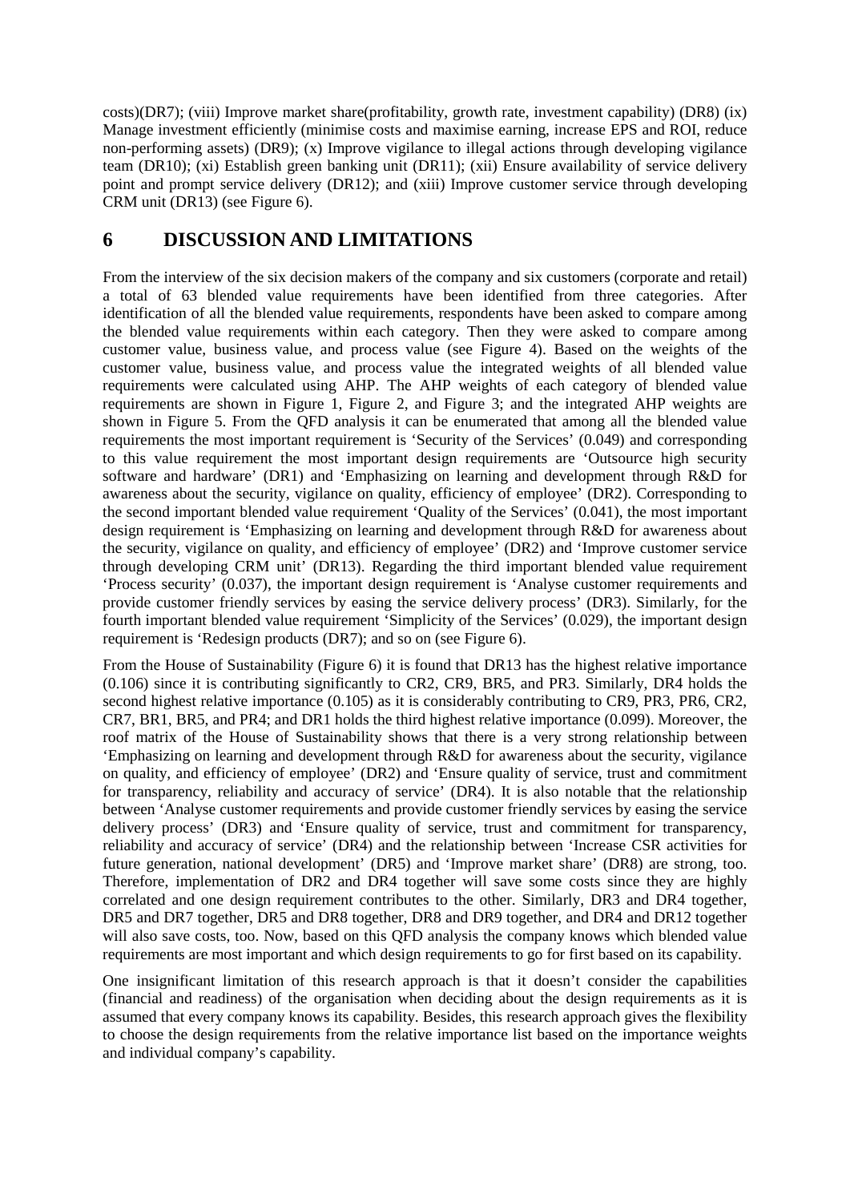costs)(DR7); (viii) Improve market share(profitability, growth rate, investment capability) (DR8) (ix) Manage investment efficiently (minimise costs and maximise earning, increase EPS and ROI, reduce non-performing assets) (DR9); (x) Improve vigilance to illegal actions through developing vigilance team (DR10); (xi) Establish green banking unit (DR11); (xii) Ensure availability of service delivery point and prompt service delivery (DR12); and (xiii) Improve customer service through developing CRM unit (DR13) (see Figure 6).

# 6 DISCUSSION AND LIMITATIONS

From the interview of the six decision makers of the company and six customers (corporate and retail) a total of 63 blended value requirements have been identified from three categories. After identification of all the blended value requirements, respondents have been asked to compare among the blended value requirements within each category. Then they were asked to compare among customer value, business value, and process value (see Figure 4). Based on the weights of the customer value, business value, and process value the integrated weights of all blended value requirements were calculated using AHP. The AHP weights of each category of blended value requirements are shown in Figure 1, Figure 2, and Figure 3; and the integrated AHP weights are shown in Figure 5. From the QFD analysis it can be enumerated that among all the blended value requirements the most important requirement is 'Security of the Services' (0.049) and corresponding to this value requirement the most important design requirements are 'Outsource high security software and hardware' (DR1) and 'Emphasizing on learning and development through R&D for awareness about the security, vigilance on quality, efficiency of employee' (DR2). Corresponding to the second important blended value requirement 'Quality of the Services' (0.041), the most important design requirement is 'Emphasizing on learning and development through R&D for awareness about the security, vigilance on quality, and efficiency of employee' (DR2) and 'Improve customer service through developing CRM unit' (DR13). Regarding the third important blended value requirement 'Process security' (0.037), the important design requirement is 'Analyse customer requirements and provide customer friendly services by easing the service delivery process' (DR3). Similarly, for the fourth important blended value requirement 'Simplicity of the Services' (0.029), the important design requirement is 'Redesign products (DR7); and so on (see Figure 6).

From the House of Sustainability (Figure 6) it is found that DR13 has the highest relative importance (0.106) since it is contributing significantly to CR2, CR9, BR5, and PR3. Similarly, DR4 holds the second highest relative importance (0.105) as it is considerably contributing to CR9, PR3, PR6, CR2, CR7, BR1, BR5, and PR4; and DR1 holds the third highest relative importance (0.099). Moreover, the roof matrix of the House of Sustainability shows that there is a very strong relationship between 'Emphasizing on learning and development through R&D for awareness about the security, vigilance on quality, and efficiency of employee' (DR2) and 'Ensure quality of service, trust and commitment for transparency, reliability and accuracy of service' (DR4). It is also notable that the relationship between 'Analyse customer requirements and provide customer friendly services by easing the service delivery process' (DR3) and 'Ensure quality of service, trust and commitment for transparency, reliability and accuracy of service' (DR4) and the relationship between 'Increase CSR activities for future generation, national development' (DR5) and 'Improve market share' (DR8) are strong, too. Therefore, implementation of DR2 and DR4 together will save some costs since they are highly correlated and one design requirement contributes to the other. Similarly, DR3 and DR4 together, DR5 and DR7 together, DR5 and DR8 together, DR8 and DR9 together, and DR4 and DR12 together will also save costs, too. Now, based on this QFD analysis the company knows which blended value requirements are most important and which design requirements to go for first based on its capability.

One insignificant limitation of this research approach is that it doesn't consider the capabilities (financial and readiness) of the organisation when deciding about the design requirements as it is assumed that every company knows its capability. Besides, this research approach gives the flexibility to choose the design requirements from the relative importance list based on the importance weights and individual company's capability.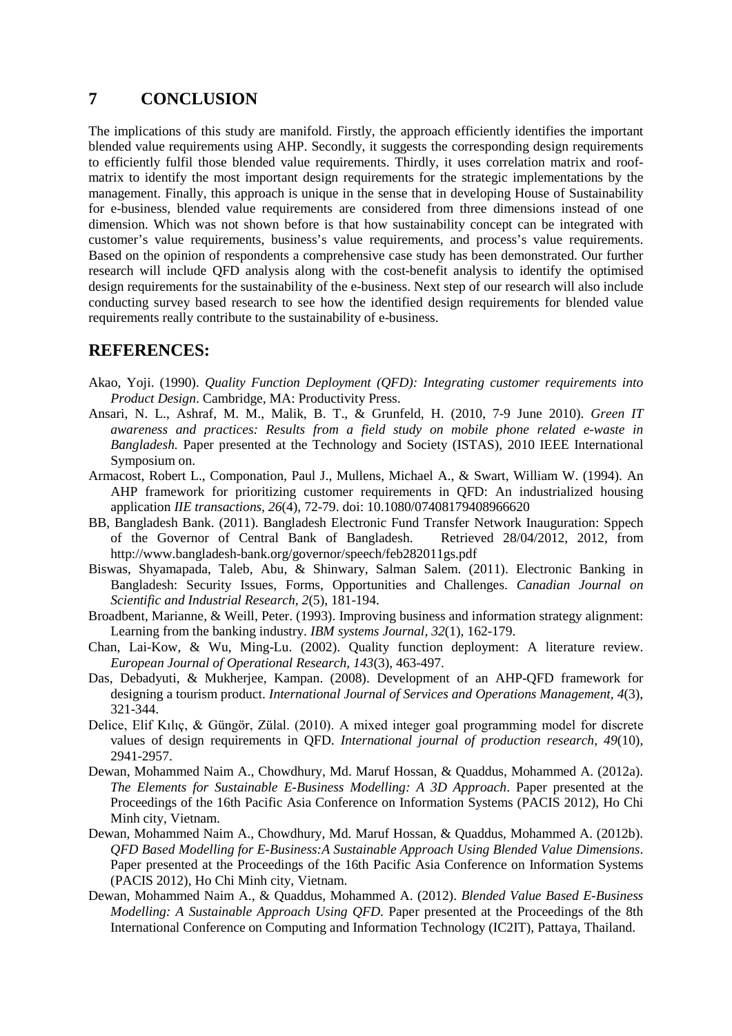## 7 CONCLUSION

The implications of this study are manifold. Firstly, the approach efficiently identifies the important blended value requirements using AHP. Secondly, it suggests the corresponding design requirements to efficiently fulfil those blended value requirements. Thirdly, it uses correlation matrix and roof-matrix to identify the most important design requirements for the strategic implementations by the management. Finally, this approach is unique in the sense that in developing House of Sustainability for e-business, blended value requirements are considered from three dimensions instead of one dimension. Which was not shown before is that how sustainability concept can be integrated with customer's value requirements, business's value requirements, and process's value requirements. Based on the opinion of respondents a comprehensive case study has been demonstrated. Our further research will include QFD analysis along with the cost-benefit analysis to identify the optimised design requirements for the sustainability of the e-business. Next step of our research will also include conducting survey based research to see how the identified design requirements for blended value requirements really contribute to the sustainability of e-business.

## REFERENCES:

Akao, Yoji. (1990). *Quality Function Deployment (QFD): Integrating customer requirements into Product Design*. Cambridge, MA: Productivity Press.

Ansari, N. L., Ashraf, M. M., Malik, B. T., & Grunfeld, H. (2010, 7-9 June 2010). *Green IT awareness and practices: Results from a field study on mobile phone related e-waste in Bangladesh.* Paper presented at the Technology and Society (ISTAS), 2010 IEEE International Symposium on.

Armacost, Robert L., Componation, Paul J., Mullens, Michael A., & Swart, William W. (1994). An AHP framework for prioritizing customer requirements in QFD: An industrialized housing application *IIE transactions, 26*(4), 72-79. doi: 10.1080/07408179408966620

BB, Bangladesh Bank. (2011). Bangladesh Electronic Fund Transfer Network Inauguration: Sppech of the Governor of Central Bank of Bangladesh. Retrieved 28/04/2012, 2012, from http://www.bangladesh-bank.org/governor/speech/feb282011gs.pdf

Biswas, Shyamapada, Taleb, Abu, & Shinwary, Salman Salem. (2011). Electronic Banking in Bangladesh: Security Issues, Forms, Opportunities and Challenges. *Canadian Journal on Scientific and Industrial Research, 2*(5), 181-194.

Broadbent, Marianne, & Weill, Peter. (1993). Improving business and information strategy alignment: Learning from the banking industry. *IBM systems Journal, 32*(1), 162-179.

Chan, Lai-Kow, & Wu, Ming-Lu. (2002). Quality function deployment: A literature review. *European Journal of Operational Research, 143*(3), 463-497.

Das, Debadyuti, & Mukherjee, Kampan. (2008). Development of an AHP-QFD framework for designing a tourism product. *International Journal of Services and Operations Management, 4*(3), 321-344.

Delice, Elif Kılıç, & Güngör, Zülal. (2010). A mixed integer goal programming model for discrete values of design requirements in QFD. *International journal of production research, 49*(10), 2941-2957.

Dewan, Mohammed Naim A., Chowdhury, Md. Maruf Hossan, & Quaddus, Mohammed A. (2012a). *The Elements for Sustainable E-Business Modelling: A 3D Approach*. Paper presented at the Proceedings of the 16th Pacific Asia Conference on Information Systems (PACIS 2012), Ho Chi Minh city, Vietnam.

Dewan, Mohammed Naim A., Chowdhury, Md. Maruf Hossan, & Quaddus, Mohammed A. (2012b). *QFD Based Modelling for E-Business:A Sustainable Approach Using Blended Value Dimensions*. Paper presented at the Proceedings of the 16th Pacific Asia Conference on Information Systems (PACIS 2012), Ho Chi Minh city, Vietnam.

Dewan, Mohammed Naim A., & Quaddus, Mohammed A. (2012). *Blended Value Based E-Business Modelling: A Sustainable Approach Using QFD*. Paper presented at the Proceedings of the 8th International Conference on Computing and Information Technology (IC2IT), Pattaya, Thailand.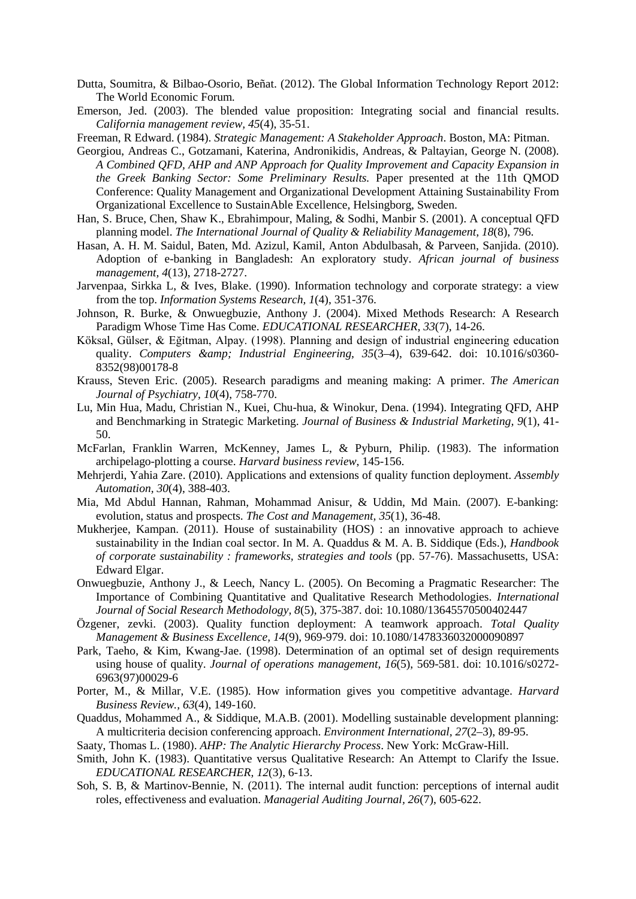Dutta, Soumitra, & Bilbao-Osorio, Beñat. (2012). The Global Information Technology Report 2012: The World Economic Forum.

Emerson, Jed. (2003). The blended value proposition: Integrating social and financial results. *California management review, 45*(4), 35-51.

Freeman, R Edward. (1984). *Strategic Management: A Stakeholder Approach*. Boston, MA: Pitman.

Georgiou, Andreas C., Gotzamani, Katerina, Andronikidis, Andreas, & Paltayian, George N. (2008). *A Combined QFD, AHP and ANP Approach for Quality Improvement and Capacity Expansion in the Greek Banking Sector: Some Preliminary Results.* Paper presented at the 11th QMOD Conference: Quality Management and Organizational Development Attaining Sustainability From Organizational Excellence to SustainAble Excellence, Helsingborg, Sweden.

Han, S. Bruce, Chen, Shaw K., Ebrahimpour, Maling, & Sodhi, Manbir S. (2001). A conceptual QFD planning model. *The International Journal of Quality & Reliability Management, 18*(8), 796.

Hasan, A. H. M. Saidul, Baten, Md. Azizul, Kamil, Anton Abdulbasah, & Parveen, Sanjida. (2010). Adoption of e-banking in Bangladesh: An exploratory study. *African journal of business management, 4*(13), 2718-2727.

Jarvenpaa, Sirkka L, & Ives, Blake. (1990). Information technology and corporate strategy: a view from the top. *Information Systems Research, 1*(4), 351-376.

Johnson, R. Burke, & Onwuegbuzie, Anthony J. (2004). Mixed Methods Research: A Research Paradigm Whose Time Has Come. *EDUCATIONAL RESEARCHER, 33*(7), 14-26.

Köksal, Gülser, & Eğitman, Alpay. (1998). Planning and design of industrial engineering education quality. *Computers &amp; Industrial Engineering, 35*(3–4), 639-642. doi: 10.1016/s0360-8352(98)00178-8

Krauss, Steven Eric. (2005). Research paradigms and meaning making: A primer. *The American Journal of Psychiatry, 10*(4), 758-770.

Lu, Min Hua, Madu, Christian N., Kuei, Chu-hua, & Winokur, Dena. (1994). Integrating QFD, AHP and Benchmarking in Strategic Marketing. *Journal of Business & Industrial Marketing, 9*(1), 41-50.

McFarlan, Franklin Warren, McKenney, James L, & Pyburn, Philip. (1983). The information archipelago-plotting a course. *Harvard business review*, 145-156.

Mehrjerdi, Yahia Zare. (2010). Applications and extensions of quality function deployment. *Assembly Automation, 30*(4), 388-403.

Mia, Md Abdul Hannan, Rahman, Mohammad Anisur, & Uddin, Md Main. (2007). E-banking: evolution, status and prospects. *The Cost and Management, 35*(1), 36-48.

Mukherjee, Kampan. (2011). House of sustainability (HOS) : an innovative approach to achieve sustainability in the Indian coal sector. In M. A. Quaddus & M. A. B. Siddique (Eds.), *Handbook of corporate sustainability : frameworks, strategies and tools* (pp. 57-76). Massachusetts, USA: Edward Elgar.

Onwuegbuzie, Anthony J., & Leech, Nancy L. (2005). On Becoming a Pragmatic Researcher: The Importance of Combining Quantitative and Qualitative Research Methodologies. *International Journal of Social Research Methodology, 8*(5), 375-387. doi: 10.1080/13645570500402447

Özgener, zevki. (2003). Quality function deployment: A teamwork approach. *Total Quality Management & Business Excellence, 14*(9), 969-979. doi: 10.1080/1478336032000090897

Park, Taeho, & Kim, Kwang-Jae. (1998). Determination of an optimal set of design requirements using house of quality. *Journal of operations management, 16*(5), 569-581. doi: 10.1016/s0272-6963(97)00029-6

Porter, M., & Millar, V.E. (1985). How information gives you competitive advantage. *Harvard Business Review., 63*(4), 149-160.

Quaddus, Mohammed A., & Siddique, M.A.B. (2001). Modelling sustainable development planning: A multicriteria decision conferencing approach. *Environment International, 27*(2–3), 89-95.

Saaty, Thomas L. (1980). *AHP: The Analytic Hierarchy Process*. New York: McGraw-Hill.

Smith, John K. (1983). Quantitative versus Qualitative Research: An Attempt to Clarify the Issue. *EDUCATIONAL RESEARCHER, 12*(3), 6-13.

Soh, S. B, & Martinov-Bennie, N. (2011). The internal audit function: perceptions of internal audit roles, effectiveness and evaluation. *Managerial Auditing Journal, 26*(7), 605-622.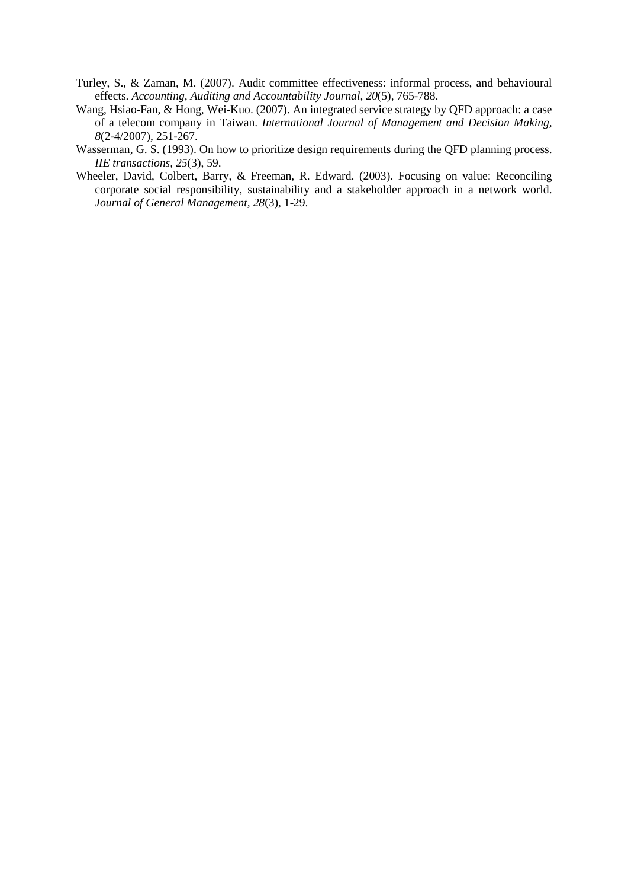Turley, S., & Zaman, M. (2007). Audit committee effectiveness: informal process, and behavioural effects. *Accounting, Auditing and Accountability Journal, 20*(5), 765-788.

Wang, Hsiao-Fan, & Hong, Wei-Kuo. (2007). An integrated service strategy by QFD approach: a case of a telecom company in Taiwan. *International Journal of Management and Decision Making, 8*(2-4/2007), 251-267.

Wasserman, G. S. (1993). On how to prioritize design requirements during the QFD planning process. *IIE transactions, 25*(3), 59.

Wheeler, David, Colbert, Barry, & Freeman, R. Edward. (2003). Focusing on value: Reconciling corporate social responsibility, sustainability and a stakeholder approach in a network world. *Journal of General Management, 28*(3), 1-29.